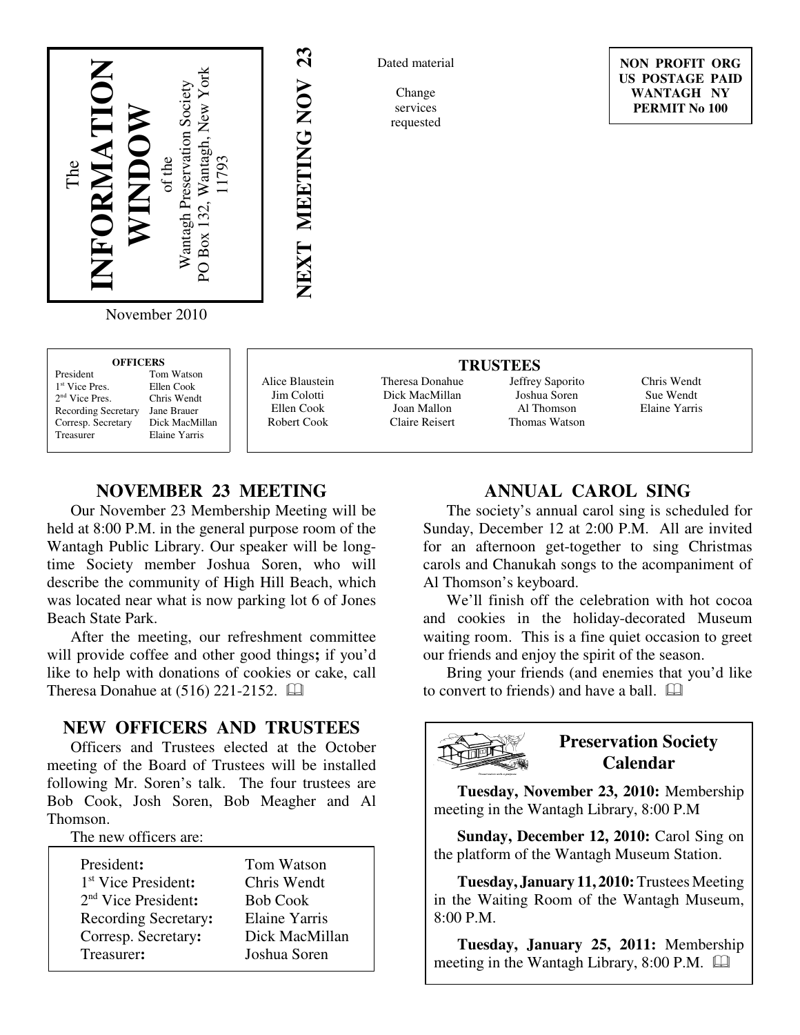The **INFORMATION WINDOW** of the Wantagh Preservation Society
PO Box 132, Wantagh, New York 11793

November 2010

**NEXT MEETING NOV 23**

Dated material

Change services requested

**NON PROFIT ORG**
**US POSTAGE PAID**
**WANTAGH NY**
**PERMIT No 100**

**OFFICERS**

| | |
|---|---|
| President | Tom Watson |
| 1st Vice Pres. | Ellen Cook |
| 2nd Vice Pres. | Chris Wendt |
| Recording Secretary | Jane Brauer |
| Corresp. Secretary | Dick MacMillan |
| Treasurer | Elaine Yarris |

**TRUSTEES**

| | | | |
|---|---|---|---|
| Alice Blaustein | Theresa Donahue | Jeffrey Saporito | Chris Wendt |
| Jim Colotti | Dick MacMillan | Joshua Soren | Sue Wendt |
| Ellen Cook | Joan Mallon | Al Thomson | Elaine Yarris |
| Robert Cook | Claire Reisert | Thomas Watson | |

## NOVEMBER 23 MEETING

Our November 23 Membership Meeting will be held at 8:00 P.M. in the general purpose room of the Wantagh Public Library. Our speaker will be long-time Society member Joshua Soren, who will describe the community of High Hill Beach, which was located near what is now parking lot 6 of Jones Beach State Park.

After the meeting, our refreshment committee will provide coffee and other good things**;** if you'd like to help with donations of cookies or cake, call Theresa Donahue at (516) 221-2152.

## NEW OFFICERS AND TRUSTEES

Officers and Trustees elected at the October meeting of the Board of Trustees will be installed following Mr. Soren's talk. The four trustees are Bob Cook, Josh Soren, Bob Meagher and Al Thomson.

The new officers are:

| | |
|---|---|
| President**:** | Tom Watson |
| 1st Vice President**:** | Chris Wendt |
| 2nd Vice President**:** | Bob Cook |
| Recording Secretary**:** | Elaine Yarris |
| Corresp. Secretary**:** | Dick MacMillan |
| Treasurer**:** | Joshua Soren |

## ANNUAL CAROL SING

The society's annual carol sing is scheduled for Sunday, December 12 at 2:00 P.M. All are invited for an afternoon get-together to sing Christmas carols and Chanukah songs to the acompaniment of Al Thomson's keyboard.

We'll finish off the celebration with hot cocoa and cookies in the holiday-decorated Museum waiting room. This is a fine quiet occasion to greet our friends and enjoy the spirit of the season.

Bring your friends (and enemies that you'd like to convert to friends) and have a ball.

## Preservation Society Calendar

**Tuesday, November 23, 2010:** Membership meeting in the Wantagh Library, 8:00 P.M

**Sunday, December 12, 2010:** Carol Sing on the platform of the Wantagh Museum Station.

**Tuesday, January 11, 2010:** Trustees Meeting in the Waiting Room of the Wantagh Museum, 8:00 P.M.

**Tuesday, January 25, 2011:** Membership meeting in the Wantagh Library, 8:00 P.M.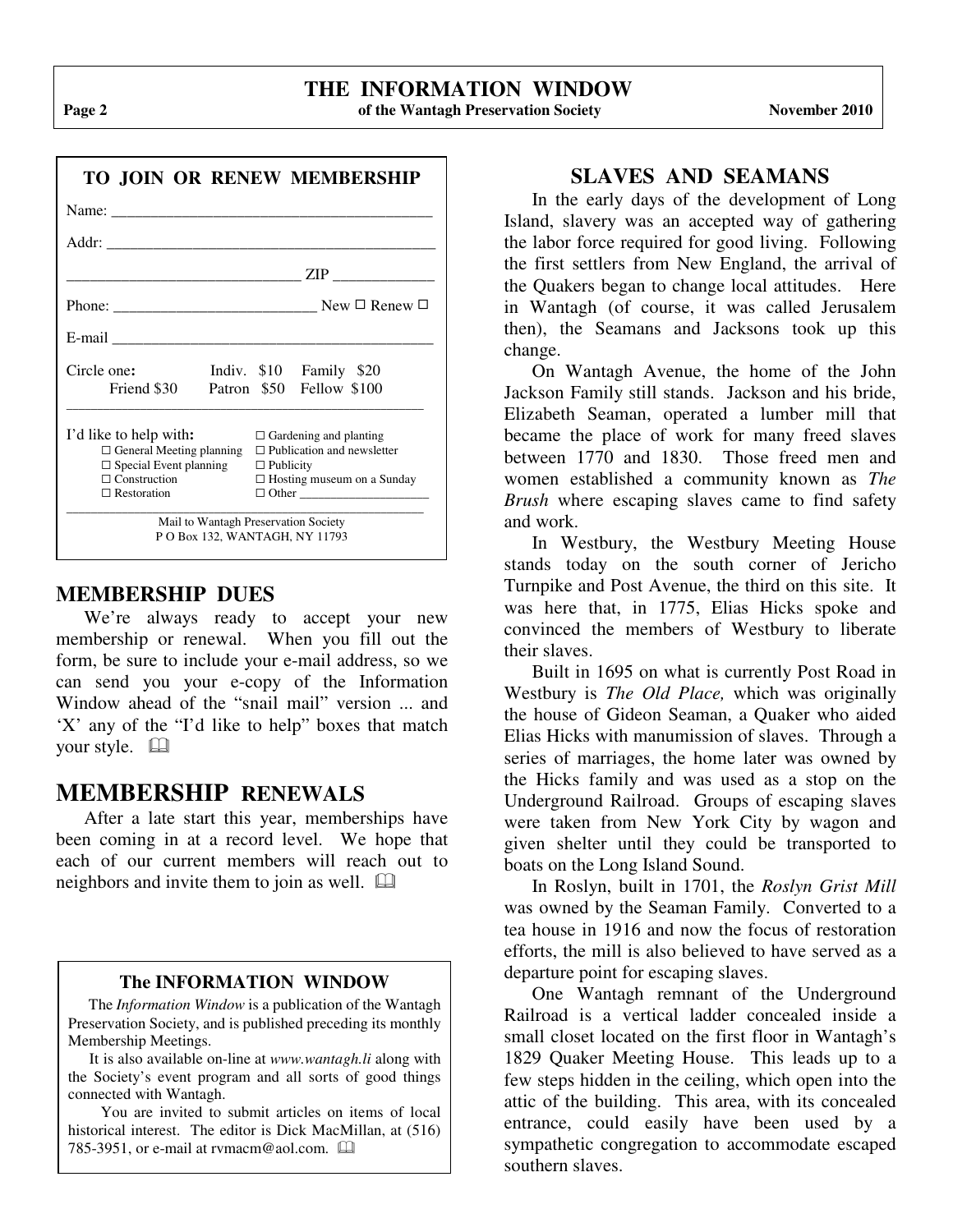## TO JOIN OR RENEW MEMBERSHIP

Name: ________________________________________

Addr: ________________________________________

____________________________ ZIP ____________

Phone: _________________________ New ☐ Renew ☐

E-mail ________________________________________

Circle one: Indiv. $10 Family $20
Friend $30 Patron $50 Fellow $100

I'd like to help with:
- ☐ General Meeting planning
- ☐ Special Event planning
- ☐ Construction
- ☐ Restoration
- ☐ Gardening and planting
- ☐ Publication and newsletter
- ☐ Publicity
- ☐ Hosting museum on a Sunday
- ☐ Other ___________________

Mail to Wantagh Preservation Society
P O Box 132, WANTAGH, NY 11793

## MEMBERSHIP DUES

We're always ready to accept your new membership or renewal. When you fill out the form, be sure to include your e-mail address, so we can send you your e-copy of the Information Window ahead of the "snail mail" version ... and 'X' any of the "I'd like to help" boxes that match your style. 🕮

## MEMBERSHIP RENEWALS

After a late start this year, memberships have been coming in at a record level. We hope that each of our current members will reach out to neighbors and invite them to join as well. 🕮

### The INFORMATION WINDOW

The *Information Window* is a publication of the Wantagh Preservation Society, and is published preceding its monthly Membership Meetings.

It is also available on-line at *www.wantagh.li* along with the Society's event program and all sorts of good things connected with Wantagh.

You are invited to submit articles on items of local historical interest. The editor is Dick MacMillan, at (516) 785-3951, or e-mail at rvmacm@aol.com. 🕮

## SLAVES AND SEAMANS

In the early days of the development of Long Island, slavery was an accepted way of gathering the labor force required for good living. Following the first settlers from New England, the arrival of the Quakers began to change local attitudes. Here in Wantagh (of course, it was called Jerusalem then), the Seamans and Jacksons took up this change.

On Wantagh Avenue, the home of the John Jackson Family still stands. Jackson and his bride, Elizabeth Seaman, operated a lumber mill that became the place of work for many freed slaves between 1770 and 1830. Those freed men and women established a community known as *The Brush* where escaping slaves came to find safety and work.

In Westbury, the Westbury Meeting House stands today on the south corner of Jericho Turnpike and Post Avenue, the third on this site. It was here that, in 1775, Elias Hicks spoke and convinced the members of Westbury to liberate their slaves.

Built in 1695 on what is currently Post Road in Westbury is *The Old Place,* which was originally the house of Gideon Seaman, a Quaker who aided Elias Hicks with manumission of slaves. Through a series of marriages, the home later was owned by the Hicks family and was used as a stop on the Underground Railroad. Groups of escaping slaves were taken from New York City by wagon and given shelter until they could be transported to boats on the Long Island Sound.

In Roslyn, built in 1701, the *Roslyn Grist Mill* was owned by the Seaman Family. Converted to a tea house in 1916 and now the focus of restoration efforts, the mill is also believed to have served as a departure point for escaping slaves.

One Wantagh remnant of the Underground Railroad is a vertical ladder concealed inside a small closet located on the first floor in Wantagh's 1829 Quaker Meeting House. This leads up to a few steps hidden in the ceiling, which open into the attic of the building. This area, with its concealed entrance, could easily have been used by a sympathetic congregation to accommodate escaped southern slaves.